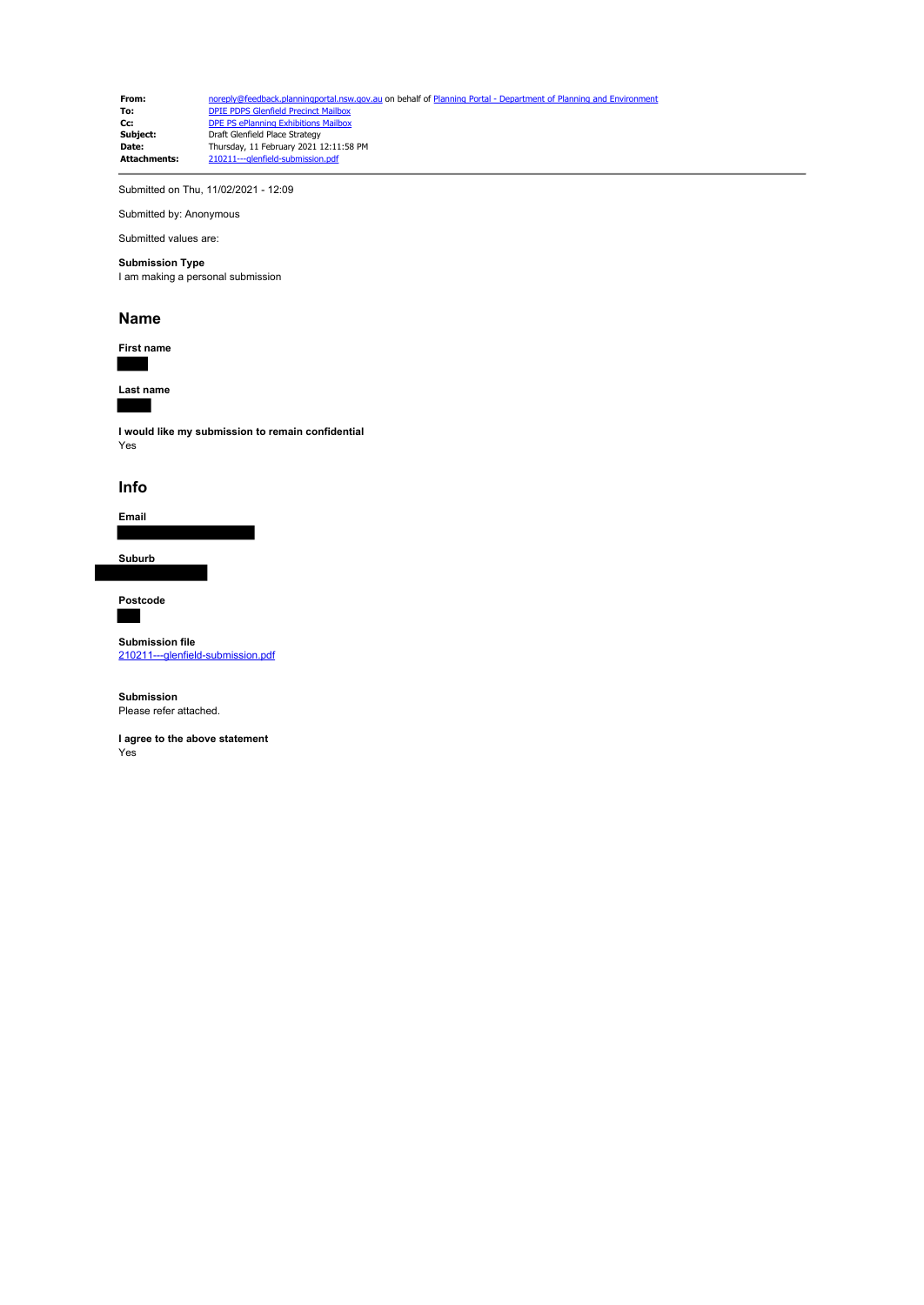| | |
|---|---|
| **From:** | noreply@feedback.planningportal.nsw.gov.au on behalf of Planning Portal - Department of Planning and Environment |
| **To:** | DPIE PDPS Glenfield Precinct Mailbox |
| **Cc:** | DPE PS ePlanning Exhibitions Mailbox |
| **Subject:** | Draft Glenfield Place Strategy |
| **Date:** | Thursday, 11 February 2021 12:11:58 PM |
| **Attachments:** | 210211---glenfield-submission.pdf |

---

Submitted on Thu, 11/02/2021 - 12:09

Submitted by: Anonymous

Submitted values are:

**Submission Type**
I am making a personal submission

## Name

**First name**

**Last name**

**I would like my submission to remain confidential**
Yes

## Info

**Email**

**Suburb**

**Postcode**

**Submission file**
210211---glenfield-submission.pdf

**Submission**
Please refer attached.

**I agree to the above statement**
Yes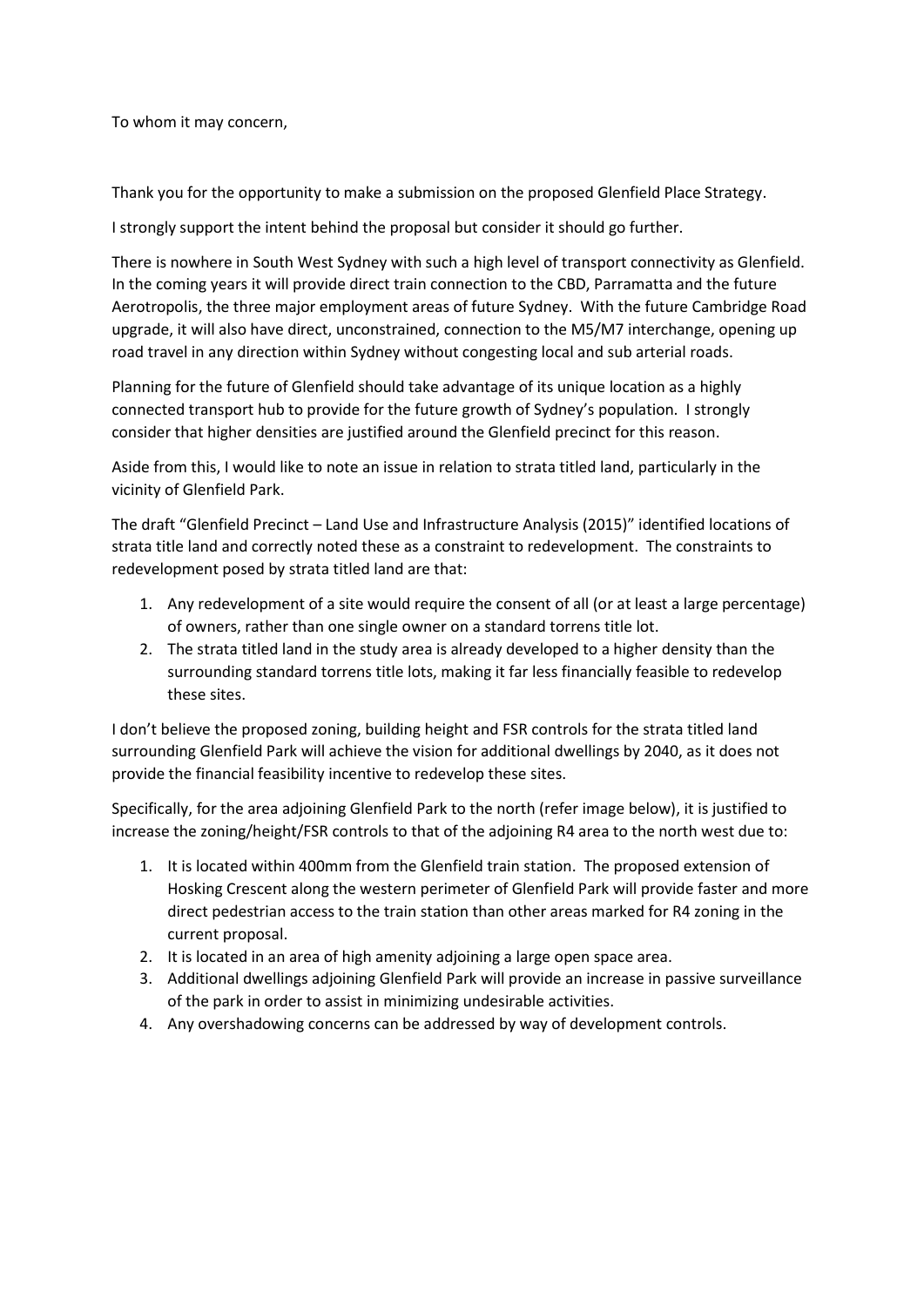To whom it may concern,

Thank you for the opportunity to make a submission on the proposed Glenfield Place Strategy.

I strongly support the intent behind the proposal but consider it should go further.

There is nowhere in South West Sydney with such a high level of transport connectivity as Glenfield. In the coming years it will provide direct train connection to the CBD, Parramatta and the future Aerotropolis, the three major employment areas of future Sydney. With the future Cambridge Road upgrade, it will also have direct, unconstrained, connection to the M5/M7 interchange, opening up road travel in any direction within Sydney without congesting local and sub arterial roads.

Planning for the future of Glenfield should take advantage of its unique location as a highly connected transport hub to provide for the future growth of Sydney's population. I strongly consider that higher densities are justified around the Glenfield precinct for this reason.

Aside from this, I would like to note an issue in relation to strata titled land, particularly in the vicinity of Glenfield Park.

The draft "Glenfield Precinct – Land Use and Infrastructure Analysis (2015)" identified locations of strata title land and correctly noted these as a constraint to redevelopment. The constraints to redevelopment posed by strata titled land are that:

1. Any redevelopment of a site would require the consent of all (or at least a large percentage) of owners, rather than one single owner on a standard torrens title lot.
2. The strata titled land in the study area is already developed to a higher density than the surrounding standard torrens title lots, making it far less financially feasible to redevelop these sites.

I don't believe the proposed zoning, building height and FSR controls for the strata titled land surrounding Glenfield Park will achieve the vision for additional dwellings by 2040, as it does not provide the financial feasibility incentive to redevelop these sites.

Specifically, for the area adjoining Glenfield Park to the north (refer image below), it is justified to increase the zoning/height/FSR controls to that of the adjoining R4 area to the north west due to:

1. It is located within 400mm from the Glenfield train station. The proposed extension of Hosking Crescent along the western perimeter of Glenfield Park will provide faster and more direct pedestrian access to the train station than other areas marked for R4 zoning in the current proposal.
2. It is located in an area of high amenity adjoining a large open space area.
3. Additional dwellings adjoining Glenfield Park will provide an increase in passive surveillance of the park in order to assist in minimizing undesirable activities.
4. Any overshadowing concerns can be addressed by way of development controls.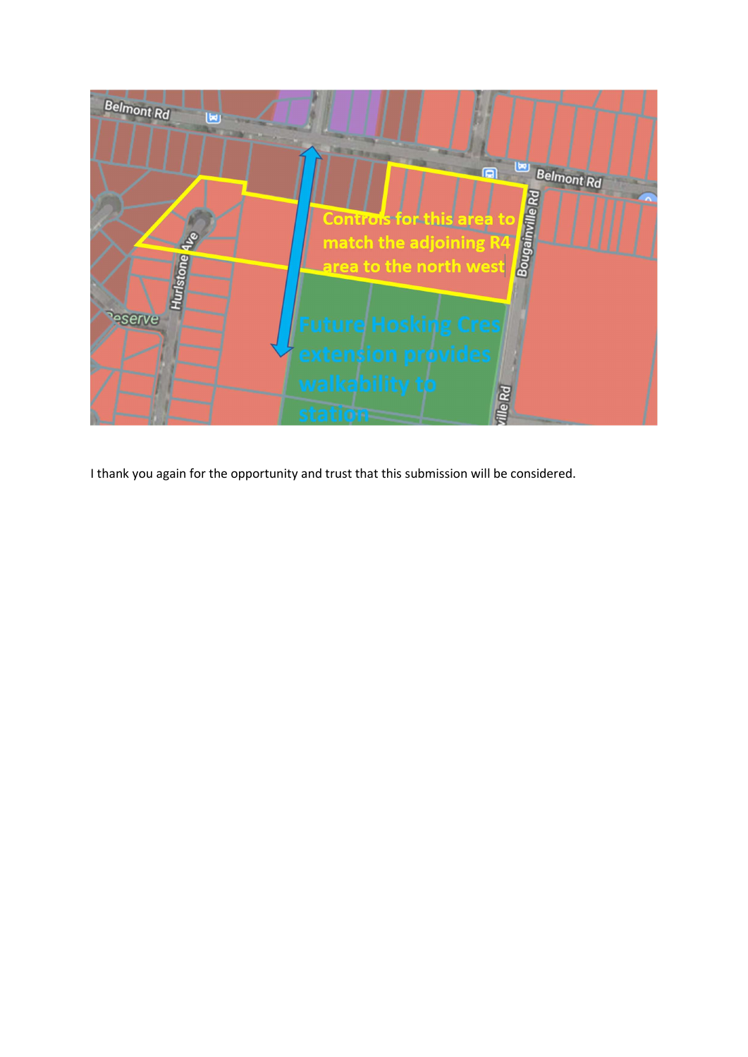Belmont Rd

Belmont Rd

Bougainville Rd

Hurlstone Ave

Reserve

Controls for this area to match the adjoining R4 area to the north west

Future Hosking Cres extension provides walkability to station

ville Rd

I thank you again for the opportunity and trust that this submission will be considered.